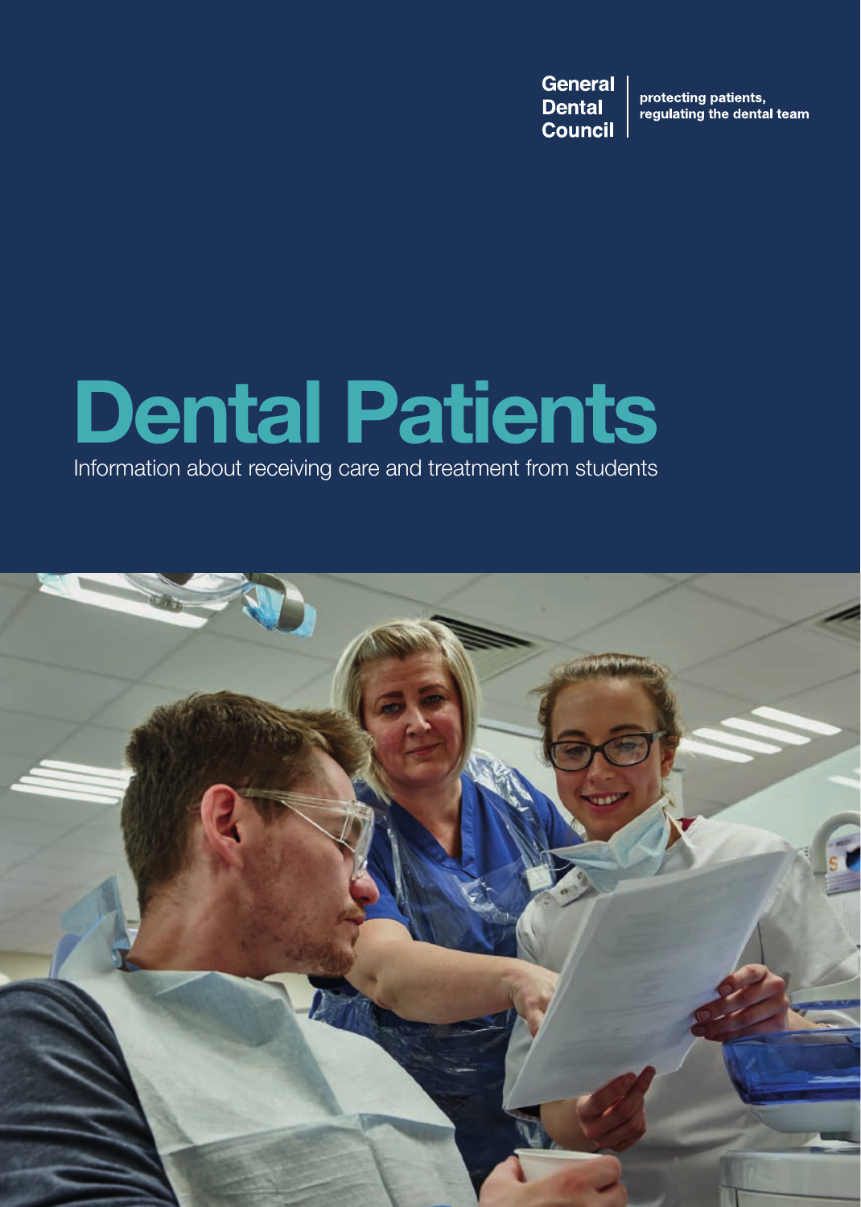General Dental Council | protecting patients, regulating the dental team

# Dental Patients

Information about receiving care and treatment from students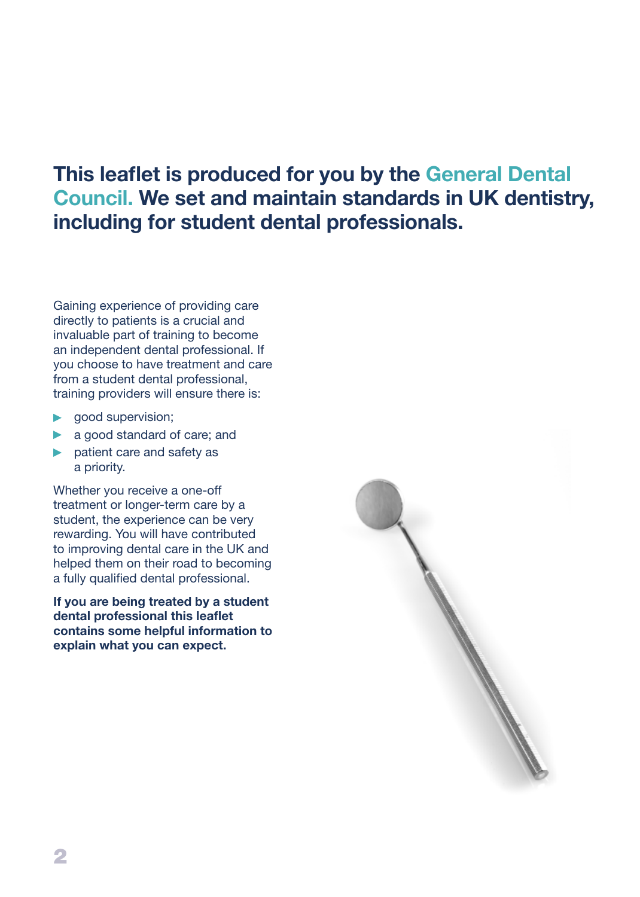## This leaflet is produced for you by the General Dental Council. We set and maintain standards in UK dentistry, including for student dental professionals.

Gaining experience of providing care directly to patients is a crucial and invaluable part of training to become an independent dental professional. If you choose to have treatment and care from a student dental professional, training providers will ensure there is:

- good supervision;
- a good standard of care; and
- patient care and safety as a priority.

Whether you receive a one-off treatment or longer-term care by a student, the experience can be very rewarding. You will have contributed to improving dental care in the UK and helped them on their road to becoming a fully qualified dental professional.

**If you are being treated by a student dental professional this leaflet contains some helpful information to explain what you can expect.**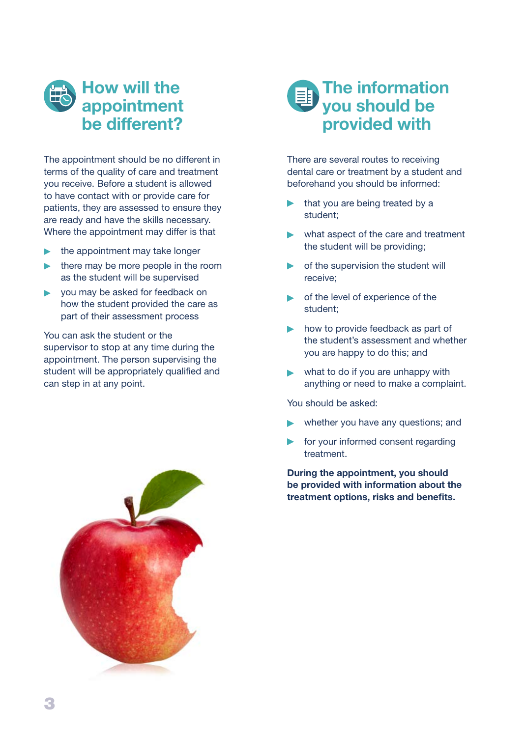## How will the appointment be different?

The appointment should be no different in terms of the quality of care and treatment you receive. Before a student is allowed to have contact with or provide care for patients, they are assessed to ensure they are ready and have the skills necessary. Where the appointment may differ is that

- the appointment may take longer
- there may be more people in the room as the student will be supervised
- you may be asked for feedback on how the student provided the care as part of their assessment process

You can ask the student or the supervisor to stop at any time during the appointment. The person supervising the student will be appropriately qualified and can step in at any point.

## The information you should be provided with

There are several routes to receiving dental care or treatment by a student and beforehand you should be informed:

- that you are being treated by a student;
- what aspect of the care and treatment the student will be providing;
- of the supervision the student will receive;
- of the level of experience of the student;
- how to provide feedback as part of the student's assessment and whether you are happy to do this; and
- what to do if you are unhappy with anything or need to make a complaint.

You should be asked:

- whether you have any questions; and
- for your informed consent regarding treatment.

**During the appointment, you should be provided with information about the treatment options, risks and benefits.**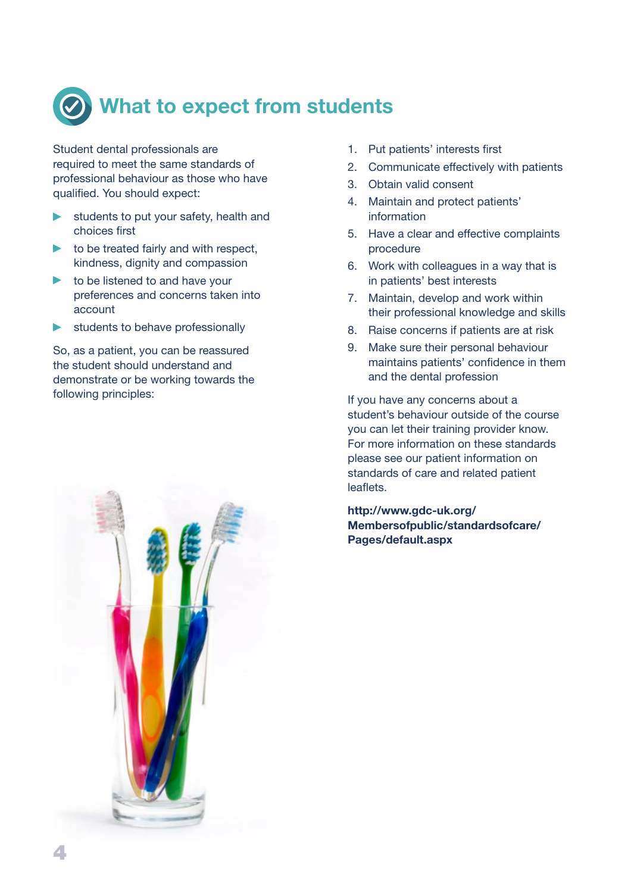# What to expect from students

Student dental professionals are required to meet the same standards of professional behaviour as those who have qualified. You should expect:

- students to put your safety, health and choices first
- to be treated fairly and with respect, kindness, dignity and compassion
- to be listened to and have your preferences and concerns taken into account
- students to behave professionally

So, as a patient, you can be reassured the student should understand and demonstrate or be working towards the following principles:

1. Put patients' interests first
2. Communicate effectively with patients
3. Obtain valid consent
4. Maintain and protect patients' information
5. Have a clear and effective complaints procedure
6. Work with colleagues in a way that is in patients' best interests
7. Maintain, develop and work within their professional knowledge and skills
8. Raise concerns if patients are at risk
9. Make sure their personal behaviour maintains patients' confidence in them and the dental profession

If you have any concerns about a student's behaviour outside of the course you can let their training provider know. For more information on these standards please see our patient information on standards of care and related patient leaflets.

**http://www.gdc-uk.org/Membersofpublic/standardsofcare/Pages/default.aspx**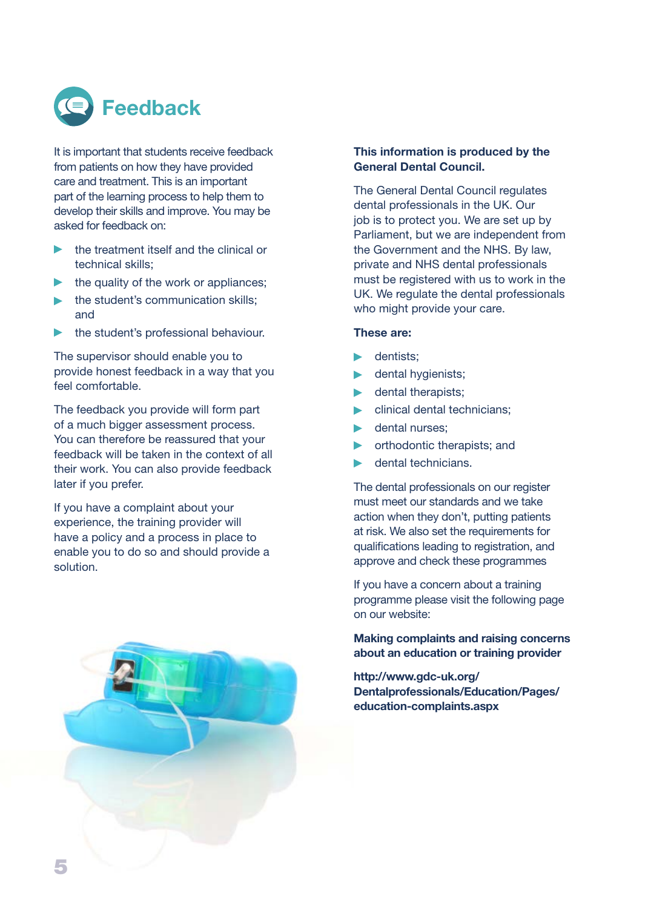# Feedback

It is important that students receive feedback from patients on how they have provided care and treatment. This is an important part of the learning process to help them to develop their skills and improve. You may be asked for feedback on:

- the treatment itself and the clinical or technical skills;
- the quality of the work or appliances;
- the student's communication skills; and
- the student's professional behaviour.

The supervisor should enable you to provide honest feedback in a way that you feel comfortable.

The feedback you provide will form part of a much bigger assessment process. You can therefore be reassured that your feedback will be taken in the context of all their work. You can also provide feedback later if you prefer.

If you have a complaint about your experience, the training provider will have a policy and a process in place to enable you to do so and should provide a solution.

**This information is produced by the General Dental Council.**

The General Dental Council regulates dental professionals in the UK. Our job is to protect you. We are set up by Parliament, but we are independent from the Government and the NHS. By law, private and NHS dental professionals must be registered with us to work in the UK. We regulate the dental professionals who might provide your care.

**These are:**

- dentists;
- dental hygienists;
- dental therapists;
- clinical dental technicians;
- dental nurses;
- orthodontic therapists; and
- dental technicians.

The dental professionals on our register must meet our standards and we take action when they don't, putting patients at risk. We also set the requirements for qualifications leading to registration, and approve and check these programmes

If you have a concern about a training programme please visit the following page on our website:

**Making complaints and raising concerns about an education or training provider**

**http://www.gdc-uk.org/Dentalprofessionals/Education/Pages/education-complaints.aspx**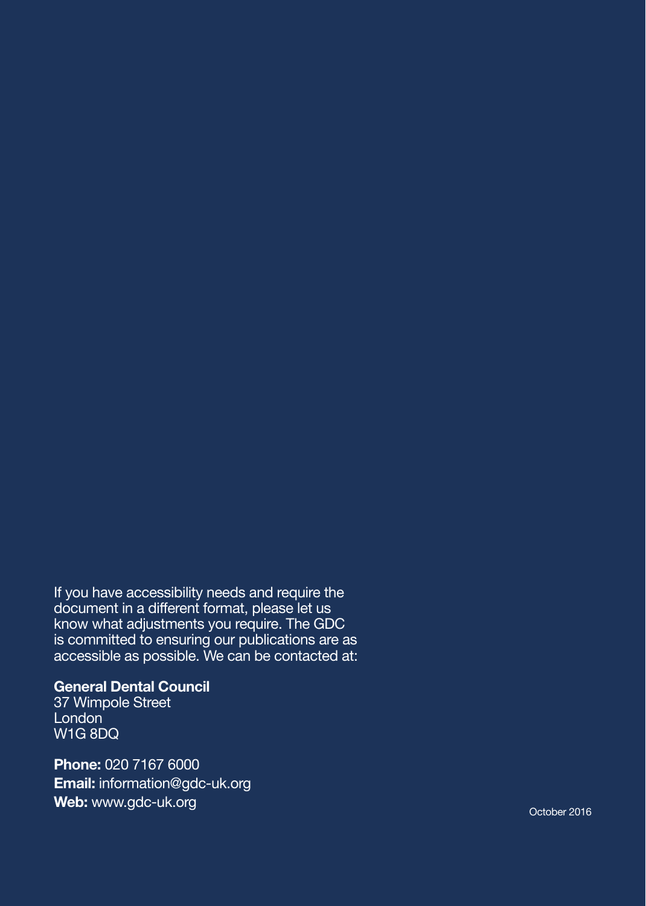If you have accessibility needs and require the document in a different format, please let us know what adjustments you require. The GDC is committed to ensuring our publications are as accessible as possible. We can be contacted at:

**General Dental Council**
37 Wimpole Street
London
W1G 8DQ

**Phone:** 020 7167 6000
**Email:** information@gdc-uk.org
**Web:** www.gdc-uk.org

October 2016